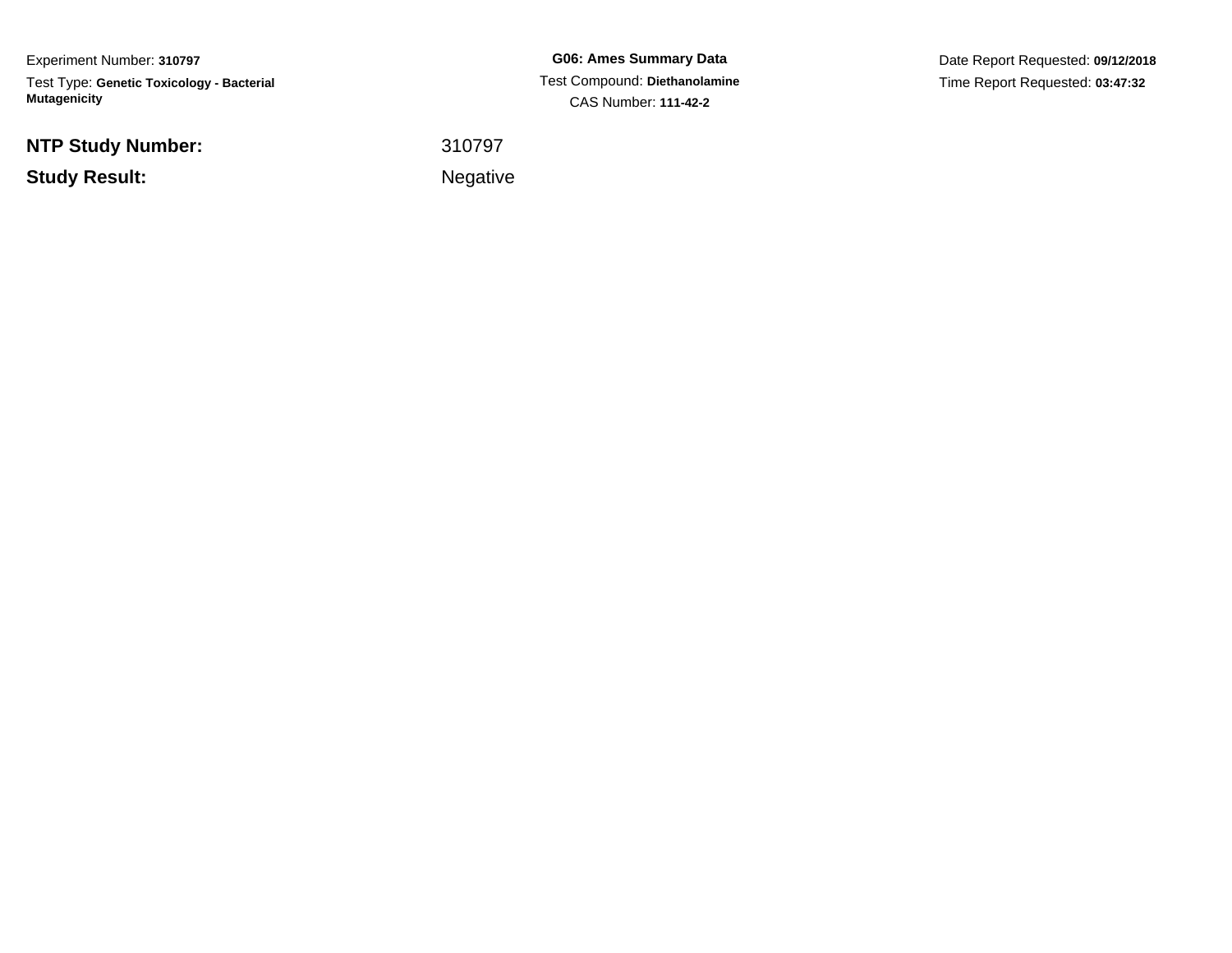Experiment Number: **310797**

Test Type: **Genetic Toxicology - Bacterial Mutagenicity**

**G06: Ames Summary Data**

Test Compound: **Diethanolamine**

CAS Number: **111-42-2**

Date Report Requested: **09/12/2018**

Time Report Requested: **03:47:32**

| | |
|---|---|
| **NTP Study Number:** | 310797 |
| **Study Result:** | Negative |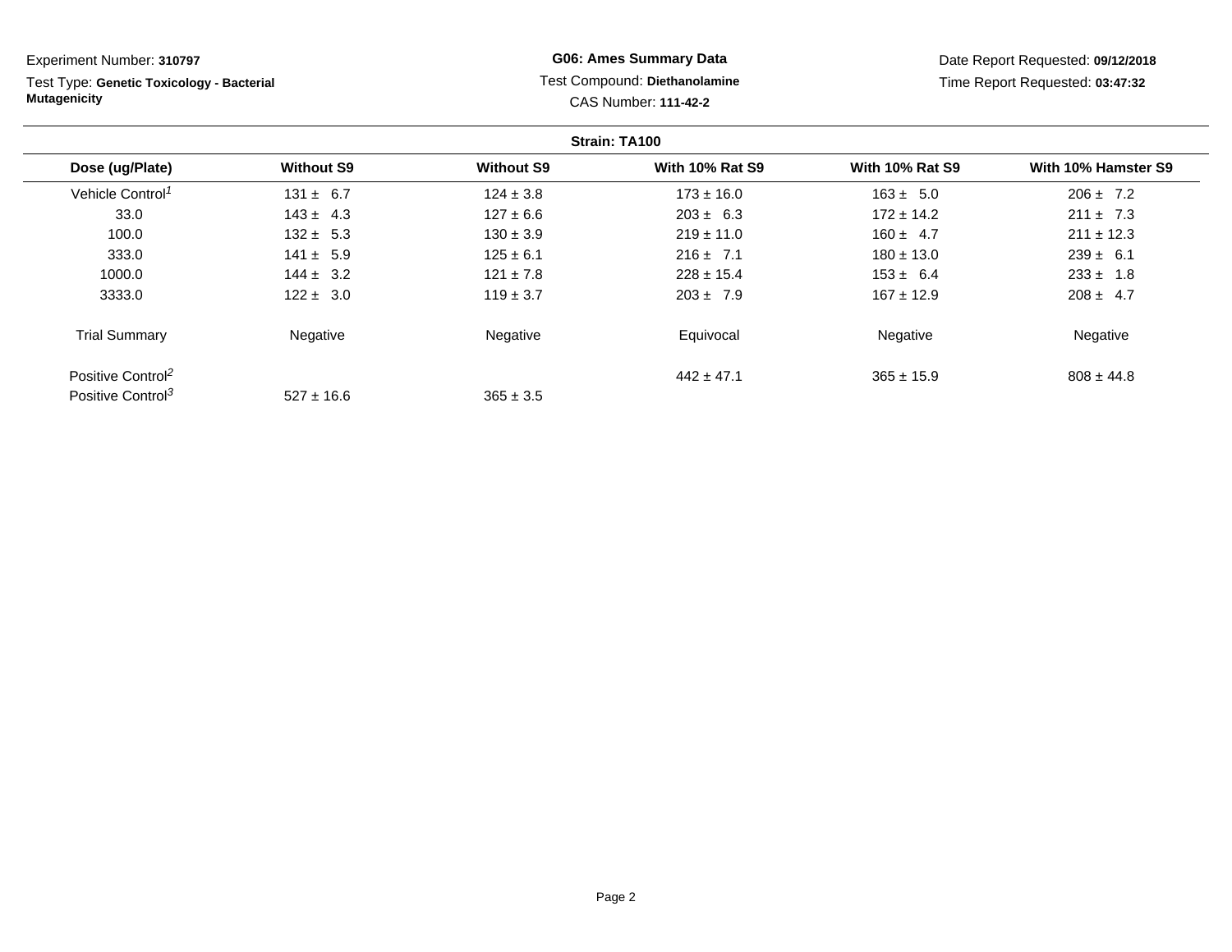Experiment Number: **310797**

Test Type: **Genetic Toxicology - Bacterial Mutagenicity**

**G06: Ames Summary Data**

Test Compound: **Diethanolamine**

CAS Number: **111-42-2**

Date Report Requested: **09/12/2018**

Time Report Requested: **03:47:32**

**Strain: TA100**

| Dose (ug/Plate) | Without S9 | Without S9 | With 10% Rat S9 | With 10% Rat S9 | With 10% Hamster S9 |
|---|---|---|---|---|---|
| Vehicle Control[1] | 131 ± 6.7 | 124 ± 3.8 | 173 ± 16.0 | 163 ± 5.0 | 206 ± 7.2 |
| 33.0 | 143 ± 4.3 | 127 ± 6.6 | 203 ± 6.3 | 172 ± 14.2 | 211 ± 7.3 |
| 100.0 | 132 ± 5.3 | 130 ± 3.9 | 219 ± 11.0 | 160 ± 4.7 | 211 ± 12.3 |
| 333.0 | 141 ± 5.9 | 125 ± 6.1 | 216 ± 7.1 | 180 ± 13.0 | 239 ± 6.1 |
| 1000.0 | 144 ± 3.2 | 121 ± 7.8 | 228 ± 15.4 | 153 ± 6.4 | 233 ± 1.8 |
| 3333.0 | 122 ± 3.0 | 119 ± 3.7 | 203 ± 7.9 | 167 ± 12.9 | 208 ± 4.7 |
| Trial Summary | Negative | Negative | Equivocal | Negative | Negative |
| Positive Control[2] | | | 442 ± 47.1 | 365 ± 15.9 | 808 ± 44.8 |
| Positive Control[3] | 527 ± 16.6 | 365 ± 3.5 | | | |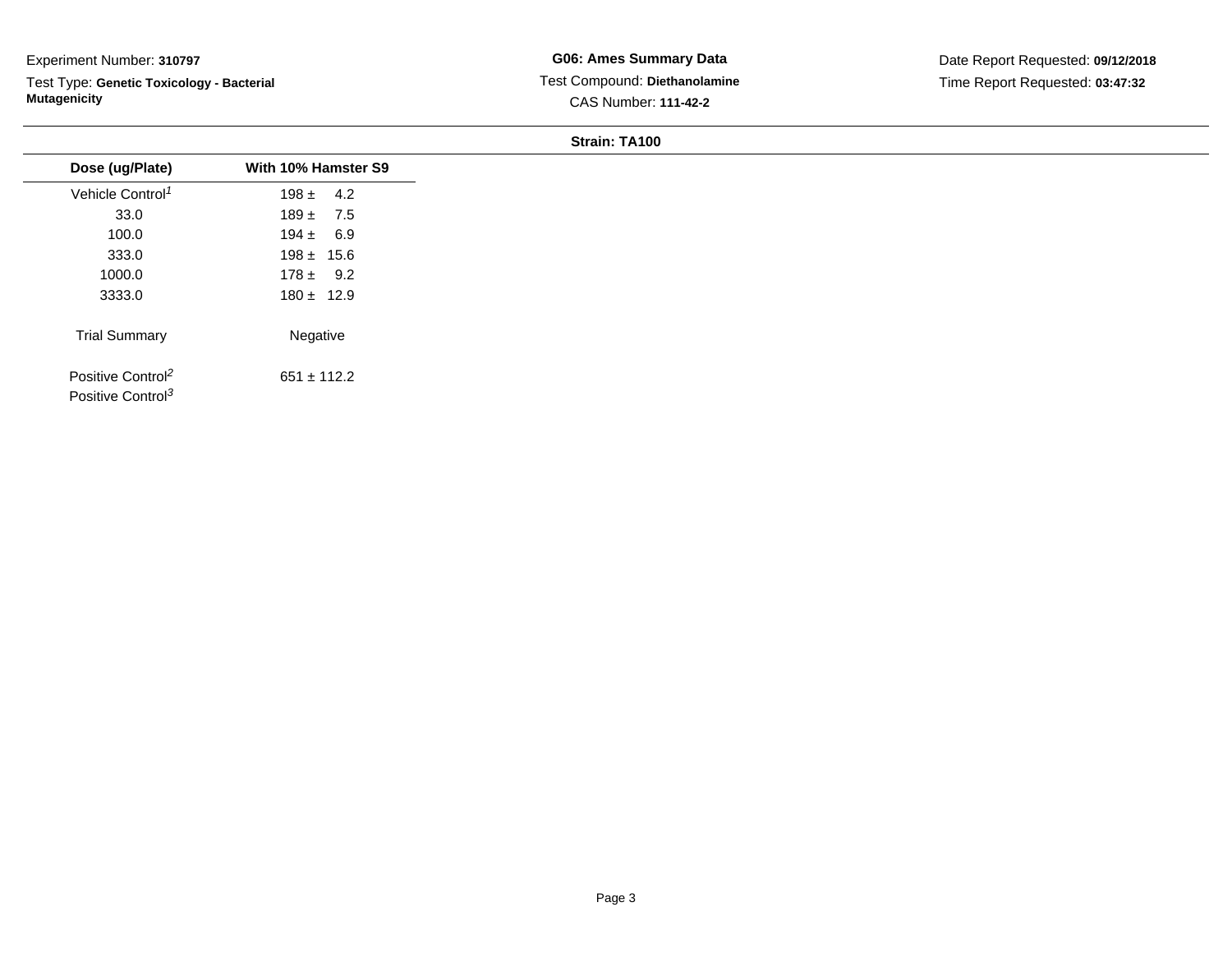Experiment Number: **310797**

Test Type: **Genetic Toxicology - Bacterial Mutagenicity**

**G06: Ames Summary Data**

Test Compound: **Diethanolamine**

CAS Number: **111-42-2**

Date Report Requested: **09/12/2018**

Time Report Requested: **03:47:32**

**Strain: TA100**

| Dose (ug/Plate) | With 10% Hamster S9 |
|---|---|
| Vehicle Control[1] | 198 ± 4.2 |
| 33.0 | 189 ± 7.5 |
| 100.0 | 194 ± 6.9 |
| 333.0 | 198 ± 15.6 |
| 1000.0 | 178 ± 9.2 |
| 3333.0 | 180 ± 12.9 |
| Trial Summary | Negative |
| Positive Control[2] | 651 ± 112.2 |
| Positive Control[3] | |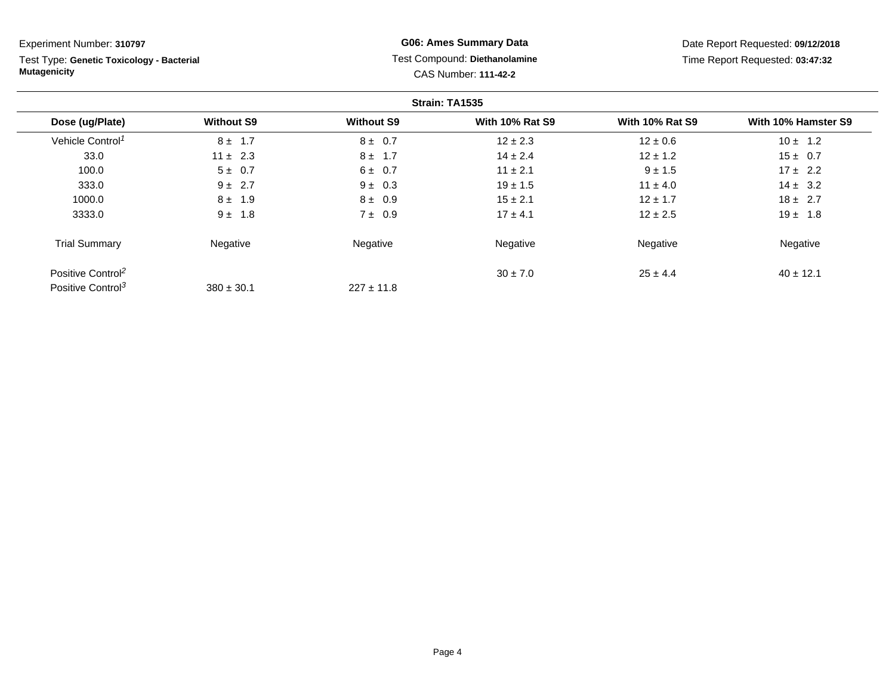Experiment Number: **310797**

Test Type: **Genetic Toxicology - Bacterial Mutagenicity**

**G06: Ames Summary Data**

Test Compound: **Diethanolamine**

CAS Number: **111-42-2**

Date Report Requested: **09/12/2018**

Time Report Requested: **03:47:32**

**Strain: TA1535**

| Dose (ug/Plate) | Without S9 | Without S9 | With 10% Rat S9 | With 10% Rat S9 | With 10% Hamster S9 |
|---|---|---|---|---|---|
| Vehicle Control[1] | 8 ± 1.7 | 8 ± 0.7 | 12 ± 2.3 | 12 ± 0.6 | 10 ± 1.2 |
| 33.0 | 11 ± 2.3 | 8 ± 1.7 | 14 ± 2.4 | 12 ± 1.2 | 15 ± 0.7 |
| 100.0 | 5 ± 0.7 | 6 ± 0.7 | 11 ± 2.1 | 9 ± 1.5 | 17 ± 2.2 |
| 333.0 | 9 ± 2.7 | 9 ± 0.3 | 19 ± 1.5 | 11 ± 4.0 | 14 ± 3.2 |
| 1000.0 | 8 ± 1.9 | 8 ± 0.9 | 15 ± 2.1 | 12 ± 1.7 | 18 ± 2.7 |
| 3333.0 | 9 ± 1.8 | 7 ± 0.9 | 17 ± 4.1 | 12 ± 2.5 | 19 ± 1.8 |
| Trial Summary | Negative | Negative | Negative | Negative | Negative |
| Positive Control[2] | | | 30 ± 7.0 | 25 ± 4.4 | 40 ± 12.1 |
| Positive Control[3] | 380 ± 30.1 | 227 ± 11.8 | | | |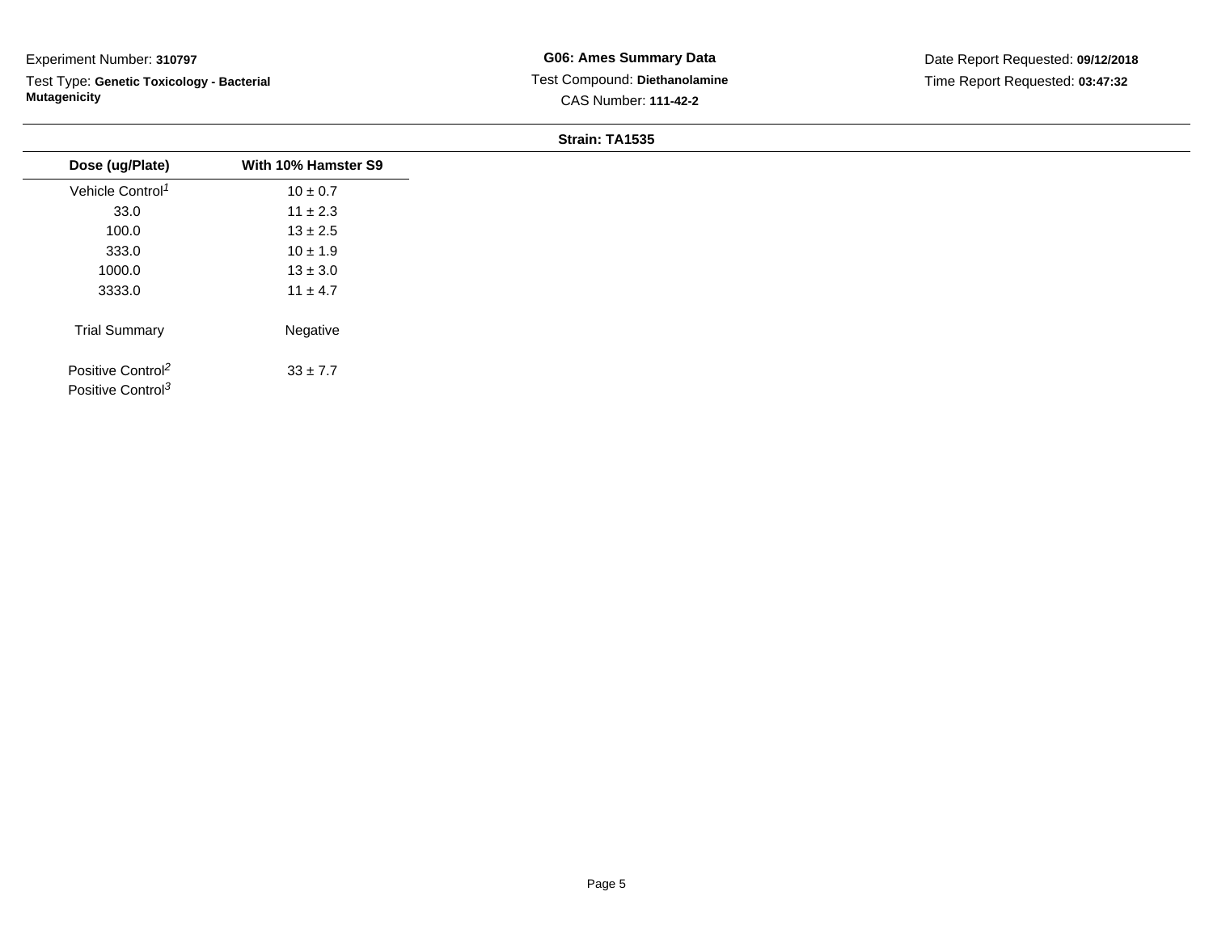Experiment Number: **310797**

Test Type: **Genetic Toxicology - Bacterial Mutagenicity**

**G06: Ames Summary Data**

Test Compound: **Diethanolamine**

CAS Number: **111-42-2**

Date Report Requested: **09/12/2018**

Time Report Requested: **03:47:32**

**Strain: TA1535**

| Dose (ug/Plate) | With 10% Hamster S9 |
|---|---|
| Vehicle Control[1] | 10 ± 0.7 |
| 33.0 | 11 ± 2.3 |
| 100.0 | 13 ± 2.5 |
| 333.0 | 10 ± 1.9 |
| 1000.0 | 13 ± 3.0 |
| 3333.0 | 11 ± 4.7 |
| Trial Summary | Negative |
| Positive Control[2] | 33 ± 7.7 |
| Positive Control[3] | |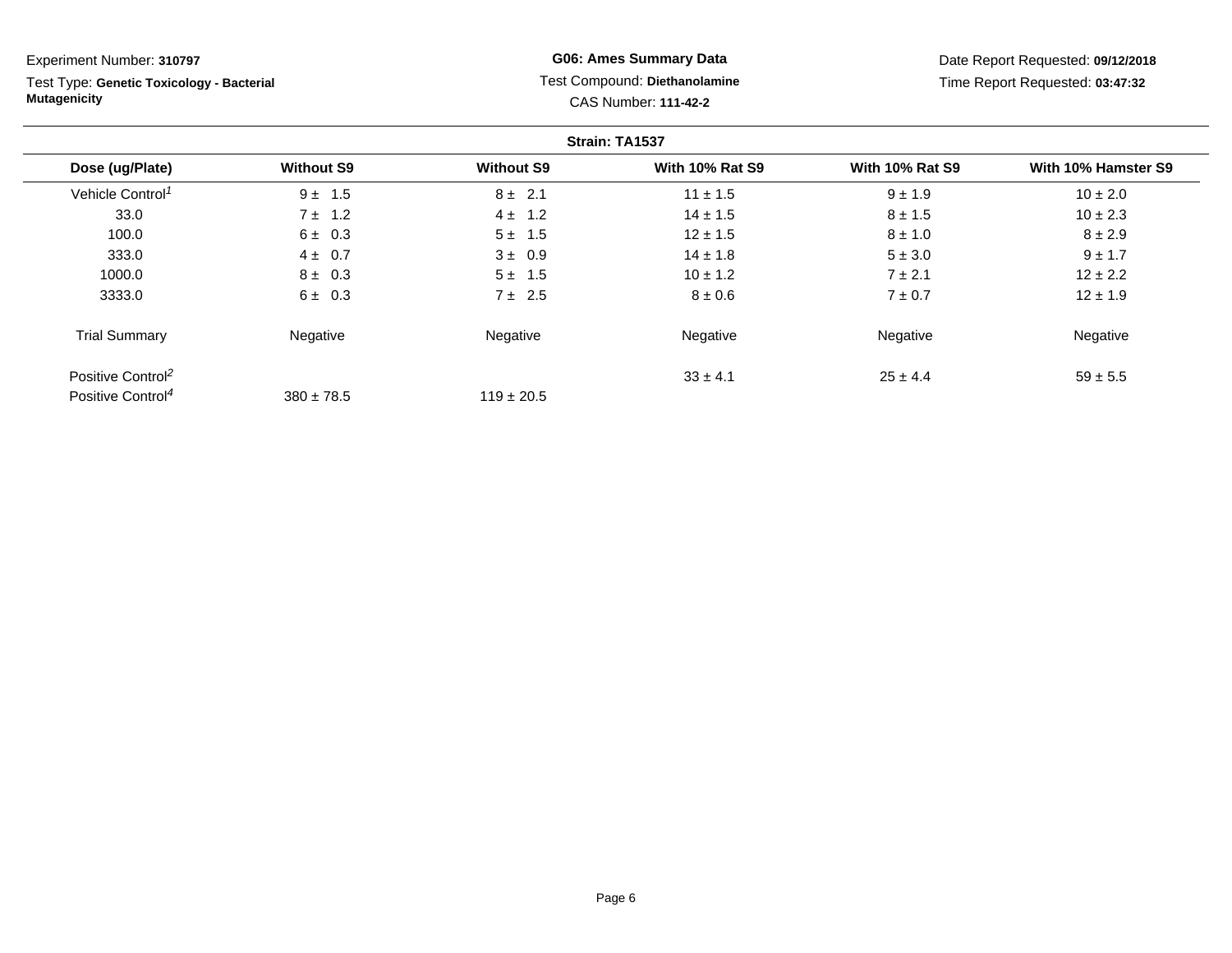Experiment Number: **310797**

Test Type: **Genetic Toxicology - Bacterial Mutagenicity**

**G06: Ames Summary Data**

Test Compound: **Diethanolamine**

CAS Number: **111-42-2**

Date Report Requested: **09/12/2018**

Time Report Requested: **03:47:32**

**Strain: TA1537**

| Dose (ug/Plate) | Without S9 | Without S9 | With 10% Rat S9 | With 10% Rat S9 | With 10% Hamster S9 |
|---|---|---|---|---|---|
| Vehicle Control[1] | 9 ± 1.5 | 8 ± 2.1 | 11 ± 1.5 | 9 ± 1.9 | 10 ± 2.0 |
| 33.0 | 7 ± 1.2 | 4 ± 1.2 | 14 ± 1.5 | 8 ± 1.5 | 10 ± 2.3 |
| 100.0 | 6 ± 0.3 | 5 ± 1.5 | 12 ± 1.5 | 8 ± 1.0 | 8 ± 2.9 |
| 333.0 | 4 ± 0.7 | 3 ± 0.9 | 14 ± 1.8 | 5 ± 3.0 | 9 ± 1.7 |
| 1000.0 | 8 ± 0.3 | 5 ± 1.5 | 10 ± 1.2 | 7 ± 2.1 | 12 ± 2.2 |
| 3333.0 | 6 ± 0.3 | 7 ± 2.5 | 8 ± 0.6 | 7 ± 0.7 | 12 ± 1.9 |
| Trial Summary | Negative | Negative | Negative | Negative | Negative |
| Positive Control[2] | | | 33 ± 4.1 | 25 ± 4.4 | 59 ± 5.5 |
| Positive Control[4] | 380 ± 78.5 | 119 ± 20.5 | | | |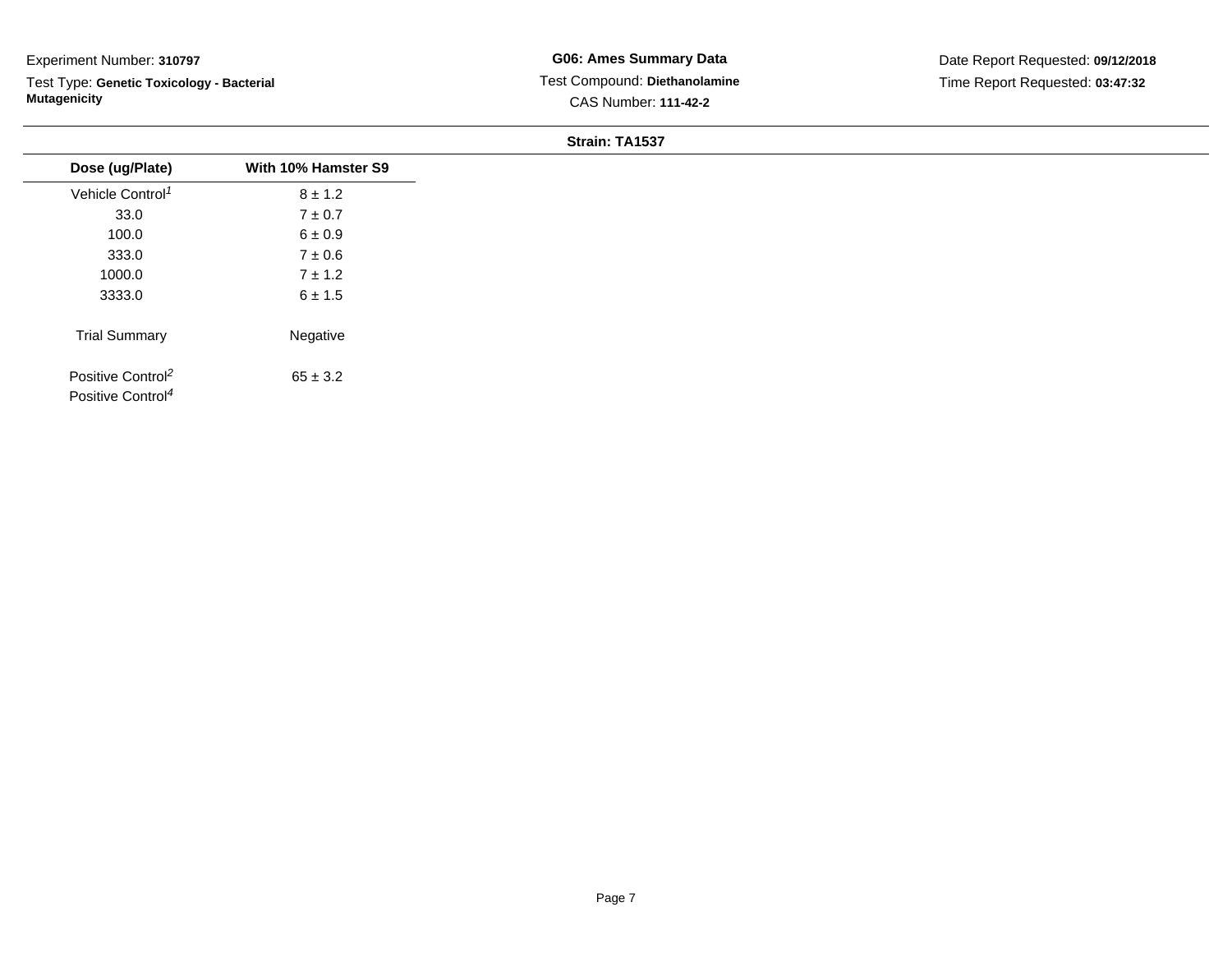Experiment Number: **310797**

Test Type: **Genetic Toxicology - Bacterial Mutagenicity**

**G06: Ames Summary Data**

Test Compound: **Diethanolamine**

CAS Number: **111-42-2**

Date Report Requested: **09/12/2018**

Time Report Requested: **03:47:32**

**Strain: TA1537**

| Dose (ug/Plate) | With 10% Hamster S9 |
|---|---|
| Vehicle Control[1] | 8 ± 1.2 |
| 33.0 | 7 ± 0.7 |
| 100.0 | 6 ± 0.9 |
| 333.0 | 7 ± 0.6 |
| 1000.0 | 7 ± 1.2 |
| 3333.0 | 6 ± 1.5 |
| Trial Summary | Negative |
| Positive Control[2] | 65 ± 3.2 |
| Positive Control[4] | |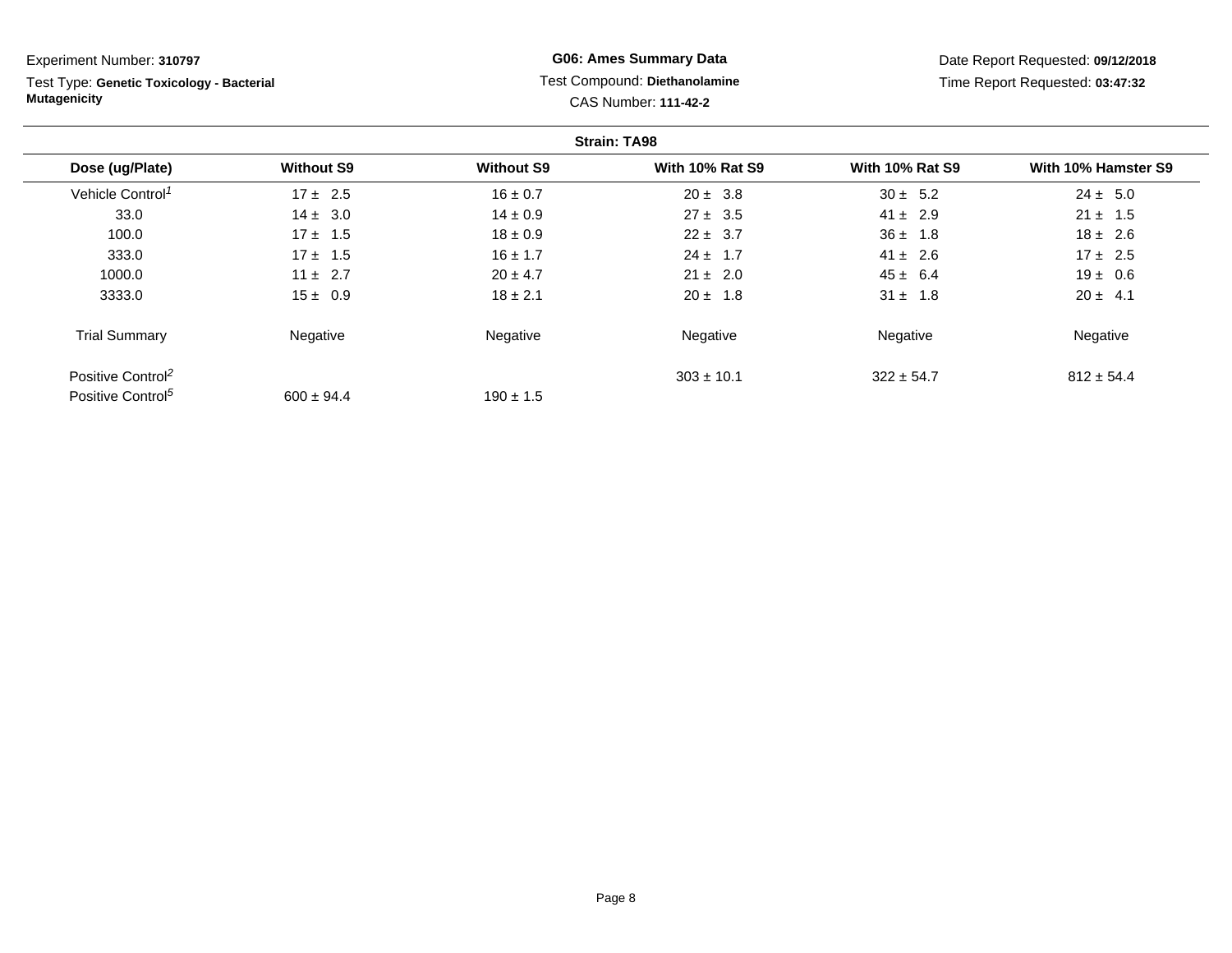Experiment Number: **310797**

Test Type: **Genetic Toxicology - Bacterial Mutagenicity**

**G06: Ames Summary Data**

Test Compound: **Diethanolamine**

CAS Number: **111-42-2**

Date Report Requested: **09/12/2018**

Time Report Requested: **03:47:32**

**Strain: TA98**

| Dose (ug/Plate) | Without S9 | Without S9 | With 10% Rat S9 | With 10% Rat S9 | With 10% Hamster S9 |
|---|---|---|---|---|---|
| Vehicle Control[1] | 17 ± 2.5 | 16 ± 0.7 | 20 ± 3.8 | 30 ± 5.2 | 24 ± 5.0 |
| 33.0 | 14 ± 3.0 | 14 ± 0.9 | 27 ± 3.5 | 41 ± 2.9 | 21 ± 1.5 |
| 100.0 | 17 ± 1.5 | 18 ± 0.9 | 22 ± 3.7 | 36 ± 1.8 | 18 ± 2.6 |
| 333.0 | 17 ± 1.5 | 16 ± 1.7 | 24 ± 1.7 | 41 ± 2.6 | 17 ± 2.5 |
| 1000.0 | 11 ± 2.7 | 20 ± 4.7 | 21 ± 2.0 | 45 ± 6.4 | 19 ± 0.6 |
| 3333.0 | 15 ± 0.9 | 18 ± 2.1 | 20 ± 1.8 | 31 ± 1.8 | 20 ± 4.1 |
| Trial Summary | Negative | Negative | Negative | Negative | Negative |
| Positive Control[2] | | | 303 ± 10.1 | 322 ± 54.7 | 812 ± 54.4 |
| Positive Control[5] | 600 ± 94.4 | 190 ± 1.5 | | | |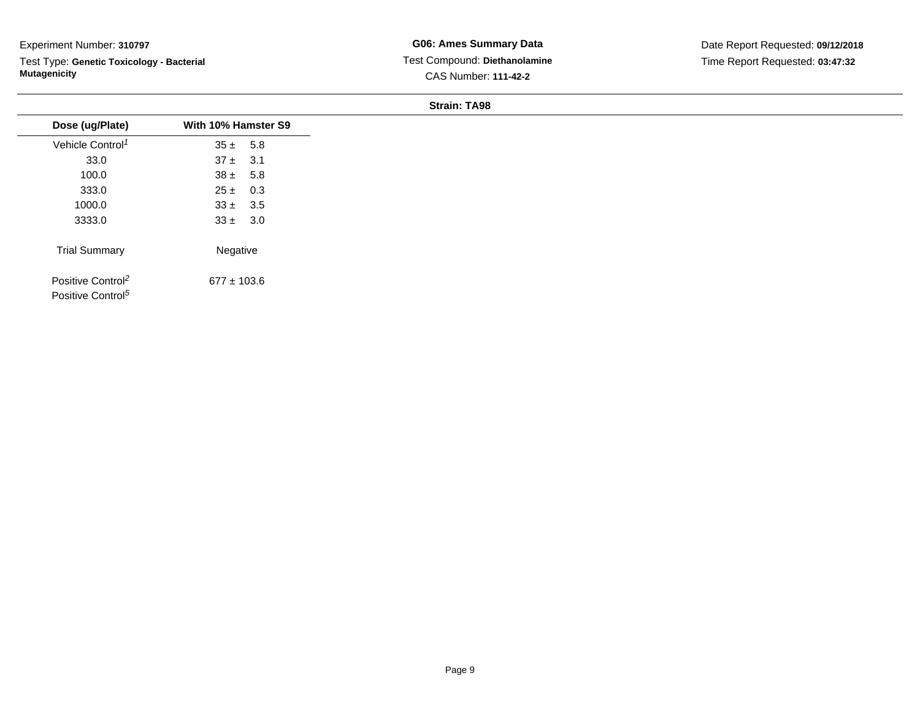Experiment Number: **310797**

Test Type: **Genetic Toxicology - Bacterial Mutagenicity**

**G06: Ames Summary Data**

Test Compound: **Diethanolamine**

CAS Number: **111-42-2**

Date Report Requested: **09/12/2018**

Time Report Requested: **03:47:32**

**Strain: TA98**

| Dose (ug/Plate) | With 10% Hamster S9 |
|---|---|
| Vehicle Control[1] | 35 ± 5.8 |
| 33.0 | 37 ± 3.1 |
| 100.0 | 38 ± 5.8 |
| 333.0 | 25 ± 0.3 |
| 1000.0 | 33 ± 3.5 |
| 3333.0 | 33 ± 3.0 |
| Trial Summary | Negative |
| Positive Control[2] | 677 ± 103.6 |
| Positive Control[5] | |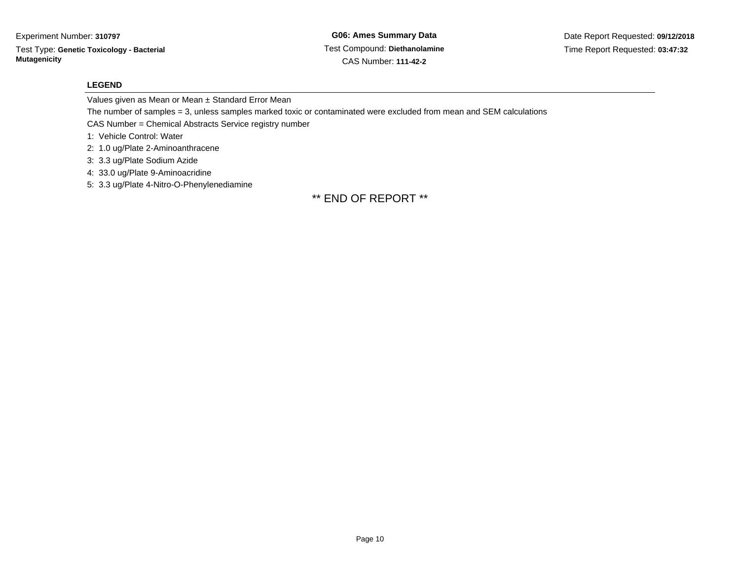**LEGEND**

Values given as Mean or Mean ± Standard Error Mean

The number of samples = 3, unless samples marked toxic or contaminated were excluded from mean and SEM calculations

CAS Number = Chemical Abstracts Service registry number

1: Vehicle Control: Water

2: 1.0 ug/Plate 2-Aminoanthracene

3: 3.3 ug/Plate Sodium Azide

4: 33.0 ug/Plate 9-Aminoacridine

5: 3.3 ug/Plate 4-Nitro-O-Phenylenediamine

** END OF REPORT **